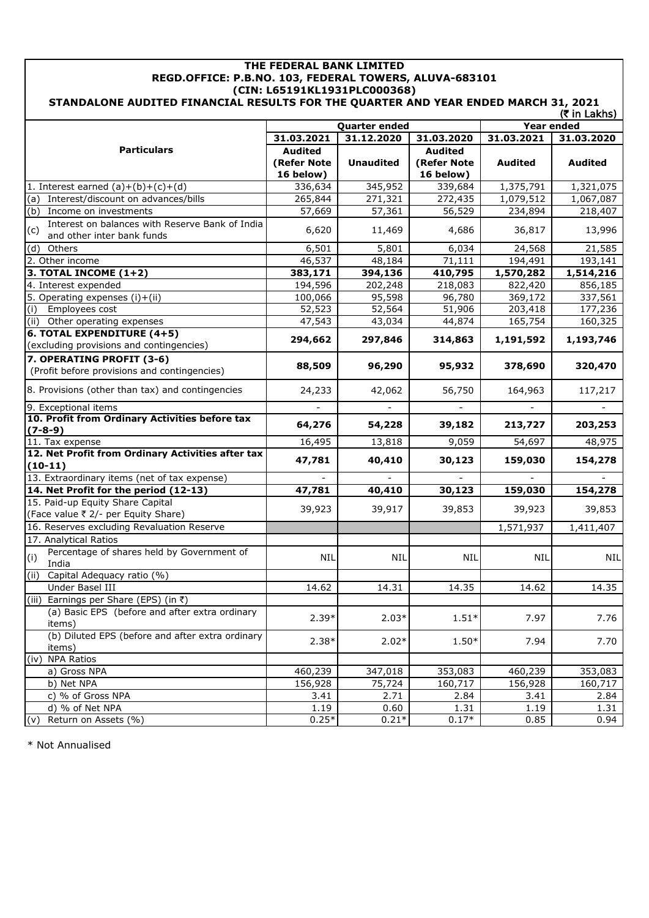# THE FEDERAL BANK LIMITED

## REGD.OFFICE: P.B.NO. 103, FEDERAL TOWERS, ALUVA-683101

## (CIN: L65191KL1931PLC000368)

## STANDALONE AUDITED FINANCIAL RESULTS FOR THE QUARTER AND YEAR ENDED MARCH 31, 2021

(₹ in Lakhs)

| Particulars | Quarter ended | | | Year ended | |
|---|---|---|---|---|---|
| | 31.03.2021 | 31.12.2020 | 31.03.2020 | 31.03.2021 | 31.03.2020 |
| | Audited (Refer Note 16 below) | Unaudited | Audited (Refer Note 16 below) | Audited | Audited |
| 1. Interest earned (a)+(b)+(c)+(d) | 336,634 | 345,952 | 339,684 | 1,375,791 | 1,321,075 |
| (a) Interest/discount on advances/bills | 265,844 | 271,321 | 272,435 | 1,079,512 | 1,067,087 |
| (b) Income on investments | 57,669 | 57,361 | 56,529 | 234,894 | 218,407 |
| (c) Interest on balances with Reserve Bank of India and other inter bank funds | 6,620 | 11,469 | 4,686 | 36,817 | 13,996 |
| (d) Others | 6,501 | 5,801 | 6,034 | 24,568 | 21,585 |
| 2. Other income | 46,537 | 48,184 | 71,111 | 194,491 | 193,141 |
| **3. TOTAL INCOME (1+2)** | **383,171** | **394,136** | **410,795** | **1,570,282** | **1,514,216** |
| 4. Interest expended | 194,596 | 202,248 | 218,083 | 822,420 | 856,185 |
| 5. Operating expenses (i)+(ii) | 100,066 | 95,598 | 96,780 | 369,172 | 337,561 |
| (i) Employees cost | 52,523 | 52,564 | 51,906 | 203,418 | 177,236 |
| (ii) Other operating expenses | 47,543 | 43,034 | 44,874 | 165,754 | 160,325 |
| **6. TOTAL EXPENDITURE (4+5)** (excluding provisions and contingencies) | **294,662** | **297,846** | **314,863** | **1,191,592** | **1,193,746** |
| **7. OPERATING PROFIT (3-6)** (Profit before provisions and contingencies) | **88,509** | **96,290** | **95,932** | **378,690** | **320,470** |
| 8. Provisions (other than tax) and contingencies | 24,233 | 42,062 | 56,750 | 164,963 | 117,217 |
| 9. Exceptional items | - | - | - | - | - |
| **10. Profit from Ordinary Activities before tax (7-8-9)** | **64,276** | **54,228** | **39,182** | **213,727** | **203,253** |
| 11. Tax expense | 16,495 | 13,818 | 9,059 | 54,697 | 48,975 |
| **12. Net Profit from Ordinary Activities after tax (10-11)** | **47,781** | **40,410** | **30,123** | **159,030** | **154,278** |
| 13. Extraordinary items (net of tax expense) | - | - | - | - | - |
| **14. Net Profit for the period (12-13)** | **47,781** | **40,410** | **30,123** | **159,030** | **154,278** |
| 15. Paid-up Equity Share Capital (Face value ₹ 2/- per Equity Share) | 39,923 | 39,917 | 39,853 | 39,923 | 39,853 |
| 16. Reserves excluding Revaluation Reserve | | | | 1,571,937 | 1,411,407 |
| 17. Analytical Ratios | | | | | |
| (i) Percentage of shares held by Government of India | NIL | NIL | NIL | NIL | NIL |
| (ii) Capital Adequacy ratio (%) | | | | | |
| Under Basel III | 14.62 | 14.31 | 14.35 | 14.62 | 14.35 |
| (iii) Earnings per Share (EPS) (in ₹) | | | | | |
| (a) Basic EPS (before and after extra ordinary items) | 2.39* | 2.03* | 1.51* | 7.97 | 7.76 |
| (b) Diluted EPS (before and after extra ordinary items) | 2.38* | 2.02* | 1.50* | 7.94 | 7.70 |
| (iv) NPA Ratios | | | | | |
| a) Gross NPA | 460,239 | 347,018 | 353,083 | 460,239 | 353,083 |
| b) Net NPA | 156,928 | 75,724 | 160,717 | 156,928 | 160,717 |
| c) % of Gross NPA | 3.41 | 2.71 | 2.84 | 3.41 | 2.84 |
| d) % of Net NPA | 1.19 | 0.60 | 1.31 | 1.19 | 1.31 |
| (v) Return on Assets (%) | 0.25* | 0.21* | 0.17* | 0.85 | 0.94 |

* Not Annualised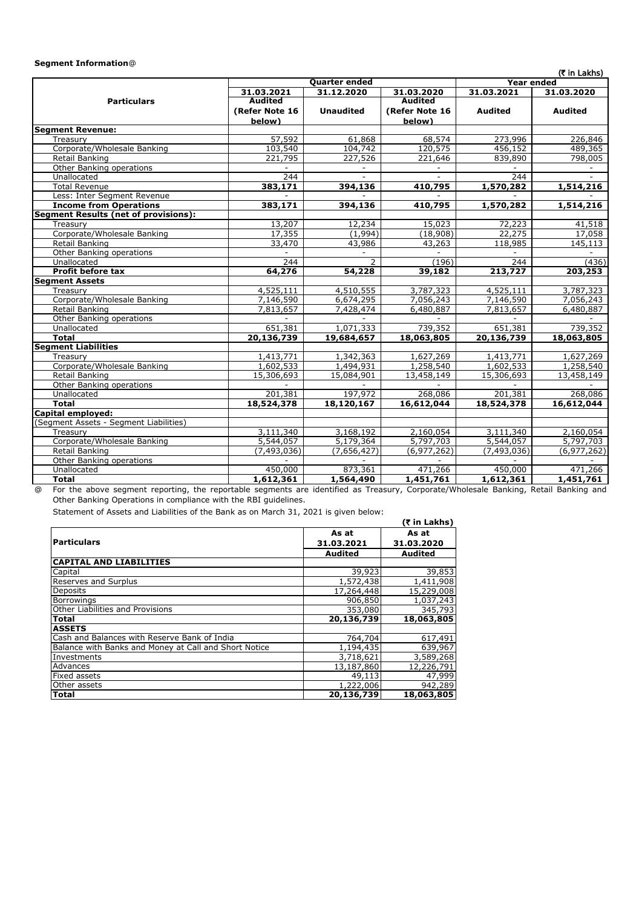**Segment Information@**

(₹ in Lakhs)

| Particulars | Quarter ended | | | Year ended | |
|---|---|---|---|---|---|
| | 31.03.2021 | 31.12.2020 | 31.03.2020 | 31.03.2021 | 31.03.2020 |
| | Audited (Refer Note 16 below) | Unaudited | Audited (Refer Note 16 below) | Audited | Audited |
| **Segment Revenue:** | | | | | |
| Treasury | 57,592 | 61,868 | 68,574 | 273,996 | 226,846 |
| Corporate/Wholesale Banking | 103,540 | 104,742 | 120,575 | 456,152 | 489,365 |
| Retail Banking | 221,795 | 227,526 | 221,646 | 839,890 | 798,005 |
| Other Banking operations | - | - | - | - | - |
| Unallocated | 244 | - | - | 244 | - |
| Total Revenue | **383,171** | **394,136** | **410,795** | **1,570,282** | **1,514,216** |
| Less: Inter Segment Revenue | - | - | - | - | - |
| **Income from Operations** | **383,171** | **394,136** | **410,795** | **1,570,282** | **1,514,216** |
| **Segment Results (net of provisions):** | | | | | |
| Treasury | 13,207 | 12,234 | 15,023 | 72,223 | 41,518 |
| Corporate/Wholesale Banking | 17,355 | (1,994) | (18,908) | 22,275 | 17,058 |
| Retail Banking | 33,470 | 43,986 | 43,263 | 118,985 | 145,113 |
| Other Banking operations | - | - | - | - | - |
| Unallocated | 244 | 2 | (196) | 244 | (436) |
| **Profit before tax** | **64,276** | **54,228** | **39,182** | **213,727** | **203,253** |
| **Segment Assets** | | | | | |
| Treasury | 4,525,111 | 4,510,555 | 3,787,323 | 4,525,111 | 3,787,323 |
| Corporate/Wholesale Banking | 7,146,590 | 6,674,295 | 7,056,243 | 7,146,590 | 7,056,243 |
| Retail Banking | 7,813,657 | 7,428,474 | 6,480,887 | 7,813,657 | 6,480,887 |
| Other Banking operations | - | - | - | - | - |
| Unallocated | 651,381 | 1,071,333 | 739,352 | 651,381 | 739,352 |
| **Total** | **20,136,739** | **19,684,657** | **18,063,805** | **20,136,739** | **18,063,805** |
| **Segment Liabilities** | | | | | |
| Treasury | 1,413,771 | 1,342,363 | 1,627,269 | 1,413,771 | 1,627,269 |
| Corporate/Wholesale Banking | 1,602,533 | 1,494,931 | 1,258,540 | 1,602,533 | 1,258,540 |
| Retail Banking | 15,306,693 | 15,084,901 | 13,458,149 | 15,306,693 | 13,458,149 |
| Other Banking operations | - | - | - | - | - |
| Unallocated | 201,381 | 197,972 | 268,086 | 201,381 | 268,086 |
| **Total** | **18,524,378** | **18,120,167** | **16,612,044** | **18,524,378** | **16,612,044** |
| **Capital employed:** | | | | | |
| (Segment Assets - Segment Liabilities) | | | | | |
| Treasury | 3,111,340 | 3,168,192 | 2,160,054 | 3,111,340 | 2,160,054 |
| Corporate/Wholesale Banking | 5,544,057 | 5,179,364 | 5,797,703 | 5,544,057 | 5,797,703 |
| Retail Banking | (7,493,036) | (7,656,427) | (6,977,262) | (7,493,036) | (6,977,262) |
| Other Banking operations | - | - | - | - | - |
| Unallocated | 450,000 | 873,361 | 471,266 | 450,000 | 471,266 |
| **Total** | **1,612,361** | **1,564,490** | **1,451,761** | **1,612,361** | **1,451,761** |

@ For the above segment reporting, the reportable segments are identified as Treasury, Corporate/Wholesale Banking, Retail Banking and Other Banking Operations in compliance with the RBI guidelines.

Statement of Assets and Liabilities of the Bank as on March 31, 2021 is given below:

(₹ in Lakhs)

| **Particulars** | As at 31.03.2021 | As at 31.03.2020 |
|---|---|---|
| | **Audited** | **Audited** |
| **CAPITAL AND LIABILITIES** | | |
| Capital | 39,923 | 39,853 |
| Reserves and Surplus | 1,572,438 | 1,411,908 |
| Deposits | 17,264,448 | 15,229,008 |
| Borrowings | 906,850 | 1,037,243 |
| Other Liabilities and Provisions | 353,080 | 345,793 |
| **Total** | **20,136,739** | **18,063,805** |
| **ASSETS** | | |
| Cash and Balances with Reserve Bank of India | 764,704 | 617,491 |
| Balance with Banks and Money at Call and Short Notice | 1,194,435 | 639,967 |
| Investments | 3,718,621 | 3,589,268 |
| Advances | 13,187,860 | 12,226,791 |
| Fixed assets | 49,113 | 47,999 |
| Other assets | 1,222,006 | 942,289 |
| **Total** | **20,136,739** | **18,063,805** |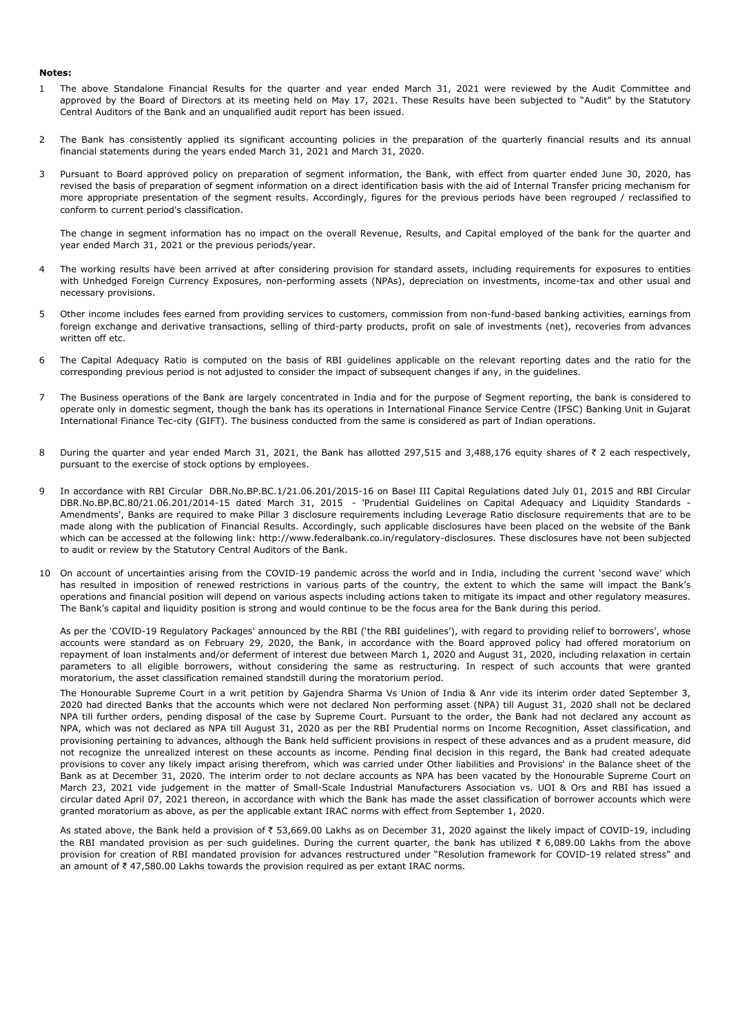**Notes:**

1. The above Standalone Financial Results for the quarter and year ended March 31, 2021 were reviewed by the Audit Committee and approved by the Board of Directors at its meeting held on May 17, 2021. These Results have been subjected to "Audit" by the Statutory Central Auditors of the Bank and an unqualified audit report has been issued.

2. The Bank has consistently applied its significant accounting policies in the preparation of the quarterly financial results and its annual financial statements during the years ended March 31, 2021 and March 31, 2020.

3. Pursuant to Board approved policy on preparation of segment information, the Bank, with effect from quarter ended June 30, 2020, has revised the basis of preparation of segment information on a direct identification basis with the aid of Internal Transfer pricing mechanism for more appropriate presentation of the segment results. Accordingly, figures for the previous periods have been regrouped / reclassified to conform to current period's classification.

   The change in segment information has no impact on the overall Revenue, Results, and Capital employed of the bank for the quarter and year ended March 31, 2021 or the previous periods/year.

4. The working results have been arrived at after considering provision for standard assets, including requirements for exposures to entities with Unhedged Foreign Currency Exposures, non-performing assets (NPAs), depreciation on investments, income-tax and other usual and necessary provisions.

5. Other income includes fees earned from providing services to customers, commission from non-fund-based banking activities, earnings from foreign exchange and derivative transactions, selling of third-party products, profit on sale of investments (net), recoveries from advances written off etc.

6. The Capital Adequacy Ratio is computed on the basis of RBI guidelines applicable on the relevant reporting dates and the ratio for the corresponding previous period is not adjusted to consider the impact of subsequent changes if any, in the guidelines.

7. The Business operations of the Bank are largely concentrated in India and for the purpose of Segment reporting, the bank is considered to operate only in domestic segment, though the bank has its operations in International Finance Service Centre (IFSC) Banking Unit in Gujarat International Finance Tec-city (GIFT). The business conducted from the same is considered as part of Indian operations.

8. During the quarter and year ended March 31, 2021, the Bank has allotted 297,515 and 3,488,176 equity shares of ₹ 2 each respectively, pursuant to the exercise of stock options by employees.

9. In accordance with RBI Circular DBR.No.BP.BC.1/21.06.201/2015-16 on Basel III Capital Regulations dated July 01, 2015 and RBI Circular DBR.No.BP.BC.80/21.06.201/2014-15 dated March 31, 2015 - 'Prudential Guidelines on Capital Adequacy and Liquidity Standards - Amendments', Banks are required to make Pillar 3 disclosure requirements including Leverage Ratio disclosure requirements that are to be made along with the publication of Financial Results. Accordingly, such applicable disclosures have been placed on the website of the Bank which can be accessed at the following link: http://www.federalbank.co.in/regulatory-disclosures. These disclosures have not been subjected to audit or review by the Statutory Central Auditors of the Bank.

10. On account of uncertainties arising from the COVID-19 pandemic across the world and in India, including the current 'second wave' which has resulted in imposition of renewed restrictions in various parts of the country, the extent to which the same will impact the Bank's operations and financial position will depend on various aspects including actions taken to mitigate its impact and other regulatory measures. The Bank's capital and liquidity position is strong and would continue to be the focus area for the Bank during this period.

    As per the 'COVID-19 Regulatory Packages' announced by the RBI ('the RBI guidelines'), with regard to providing relief to borrowers', whose accounts were standard as on February 29, 2020, the Bank, in accordance with the Board approved policy had offered moratorium on repayment of loan instalments and/or deferment of interest due between March 1, 2020 and August 31, 2020, including relaxation in certain parameters to all eligible borrowers, without considering the same as restructuring. In respect of such accounts that were granted moratorium, the asset classification remained standstill during the moratorium period.

    The Honourable Supreme Court in a writ petition by Gajendra Sharma Vs Union of India & Anr vide its interim order dated September 3, 2020 had directed Banks that the accounts which were not declared Non performing asset (NPA) till August 31, 2020 shall not be declared NPA till further orders, pending disposal of the case by Supreme Court. Pursuant to the order, the Bank had not declared any account as NPA, which was not declared as NPA till August 31, 2020 as per the RBI Prudential norms on Income Recognition, Asset classification, and provisioning pertaining to advances, although the Bank held sufficient provisions in respect of these advances and as a prudent measure, did not recognize the unrealized interest on these accounts as income. Pending final decision in this regard, the Bank had created adequate provisions to cover any likely impact arising therefrom, which was carried under Other liabilities and Provisions' in the Balance sheet of the Bank as at December 31, 2020. The interim order to not declare accounts as NPA has been vacated by the Honourable Supreme Court on March 23, 2021 vide judgement in the matter of Small-Scale Industrial Manufacturers Association vs. UOI & Ors and RBI has issued a circular dated April 07, 2021 thereon, in accordance with which the Bank has made the asset classification of borrower accounts which were granted moratorium as above, as per the applicable extant IRAC norms with effect from September 1, 2020.

    As stated above, the Bank held a provision of ₹ 53,669.00 Lakhs as on December 31, 2020 against the likely impact of COVID-19, including the RBI mandated provision as per such guidelines. During the current quarter, the bank has utilized ₹ 6,089.00 Lakhs from the above provision for creation of RBI mandated provision for advances restructured under "Resolution framework for COVID-19 related stress" and an amount of ₹ 47,580.00 Lakhs towards the provision required as per extant IRAC norms.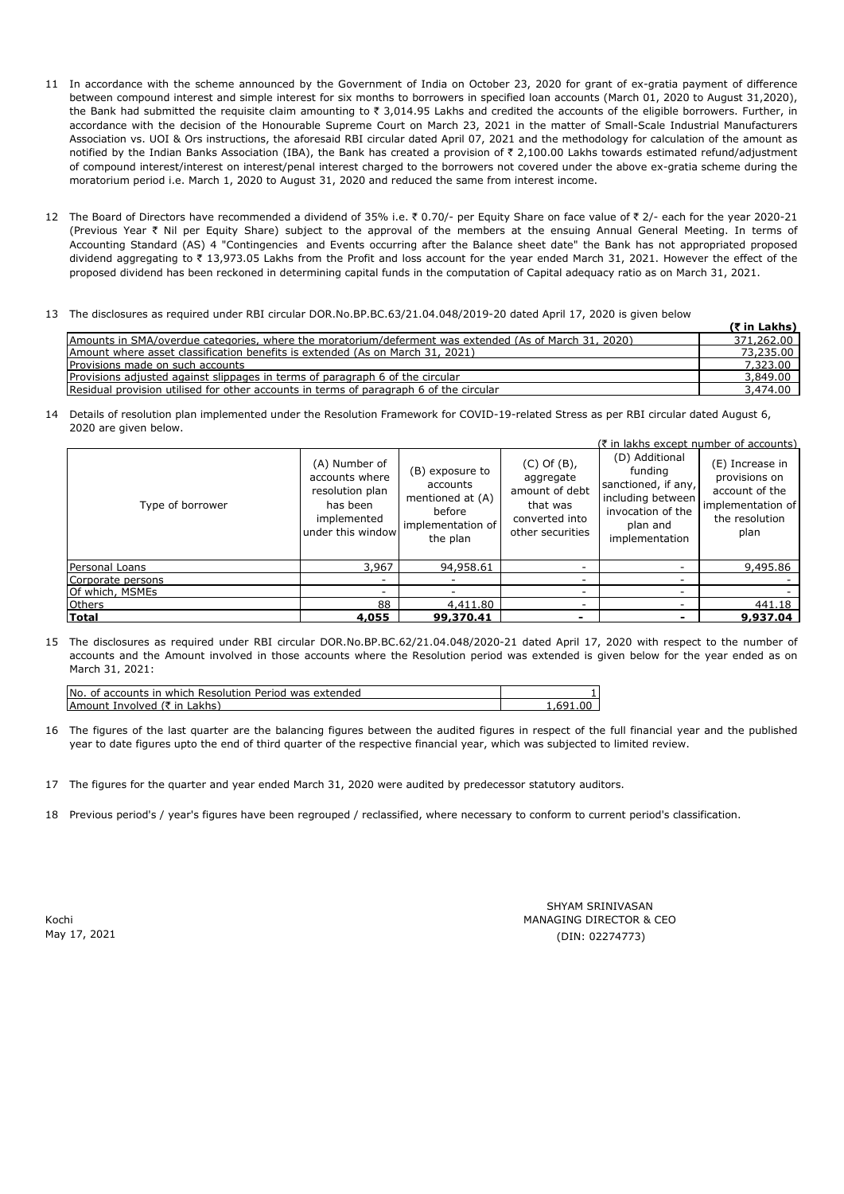11 In accordance with the scheme announced by the Government of India on October 23, 2020 for grant of ex-gratia payment of difference between compound interest and simple interest for six months to borrowers in specified loan accounts (March 01, 2020 to August 31,2020), the Bank had submitted the requisite claim amounting to ₹ 3,014.95 Lakhs and credited the accounts of the eligible borrowers. Further, in accordance with the decision of the Honourable Supreme Court on March 23, 2021 in the matter of Small-Scale Industrial Manufacturers Association vs. UOI & Ors instructions, the aforesaid RBI circular dated April 07, 2021 and the methodology for calculation of the amount as notified by the Indian Banks Association (IBA), the Bank has created a provision of ₹ 2,100.00 Lakhs towards estimated refund/adjustment of compound interest/interest on interest/penal interest charged to the borrowers not covered under the above ex-gratia scheme during the moratorium period i.e. March 1, 2020 to August 31, 2020 and reduced the same from interest income.

12 The Board of Directors have recommended a dividend of 35% i.e. ₹ 0.70/- per Equity Share on face value of ₹ 2/- each for the year 2020-21 (Previous Year ₹ Nil per Equity Share) subject to the approval of the members at the ensuing Annual General Meeting. In terms of Accounting Standard (AS) 4 "Contingencies and Events occurring after the Balance sheet date" the Bank has not appropriated proposed dividend aggregating to ₹ 13,973.05 Lakhs from the Profit and loss account for the year ended March 31, 2021. However the effect of the proposed dividend has been reckoned in determining capital funds in the computation of Capital adequacy ratio as on March 31, 2021.

13 The disclosures as required under RBI circular DOR.No.BP.BC.63/21.04.048/2019-20 dated April 17, 2020 is given below

| | (₹ in Lakhs) |
|---|---|
| Amounts in SMA/overdue categories, where the moratorium/deferment was extended (As of March 31, 2020) | 371,262.00 |
| Amount where asset classification benefits is extended (As on March 31, 2021) | 73,235.00 |
| Provisions made on such accounts | 7,323.00 |
| Provisions adjusted against slippages in terms of paragraph 6 of the circular | 3,849.00 |
| Residual provision utilised for other accounts in terms of paragraph 6 of the circular | 3,474.00 |

14 Details of resolution plan implemented under the Resolution Framework for COVID-19-related Stress as per RBI circular dated August 6, 2020 are given below.

(₹ in lakhs except number of accounts)

| Type of borrower | (A) Number of accounts where resolution plan has been implemented under this window | (B) exposure to accounts mentioned at (A) before implementation of the plan | (C) Of (B), aggregate amount of debt that was converted into other securities | (D) Additional funding sanctioned, if any, including between invocation of the plan and implementation | (E) Increase in provisions on account of the implementation of the resolution plan |
|---|---|---|---|---|---|
| Personal Loans | 3,967 | 94,958.61 | - | - | 9,495.86 |
| Corporate persons | - | - | - | - | - |
| Of which, MSMEs | - | - | - | - | - |
| Others | 88 | 4,411.80 | - | - | 441.18 |
| **Total** | **4,055** | **99,370.41** | **-** | **-** | **9,937.04** |

15 The disclosures as required under RBI circular DOR.No.BP.BC.62/21.04.048/2020-21 dated April 17, 2020 with respect to the number of accounts and the Amount involved in those accounts where the Resolution period was extended is given below for the year ended as on March 31, 2021:

| | |
|---|---|
| No. of accounts in which Resolution Period was extended | 1 |
| Amount Involved (₹ in Lakhs) | 1,691.00 |

16 The figures of the last quarter are the balancing figures between the audited figures in respect of the full financial year and the published year to date figures upto the end of third quarter of the respective financial year, which was subjected to limited review.

17 The figures for the quarter and year ended March 31, 2020 were audited by predecessor statutory auditors.

18 Previous period's / year's figures have been regrouped / reclassified, where necessary to conform to current period's classification.

Kochi
May 17, 2021

SHYAM SRINIVASAN
MANAGING DIRECTOR & CEO
(DIN: 02274773)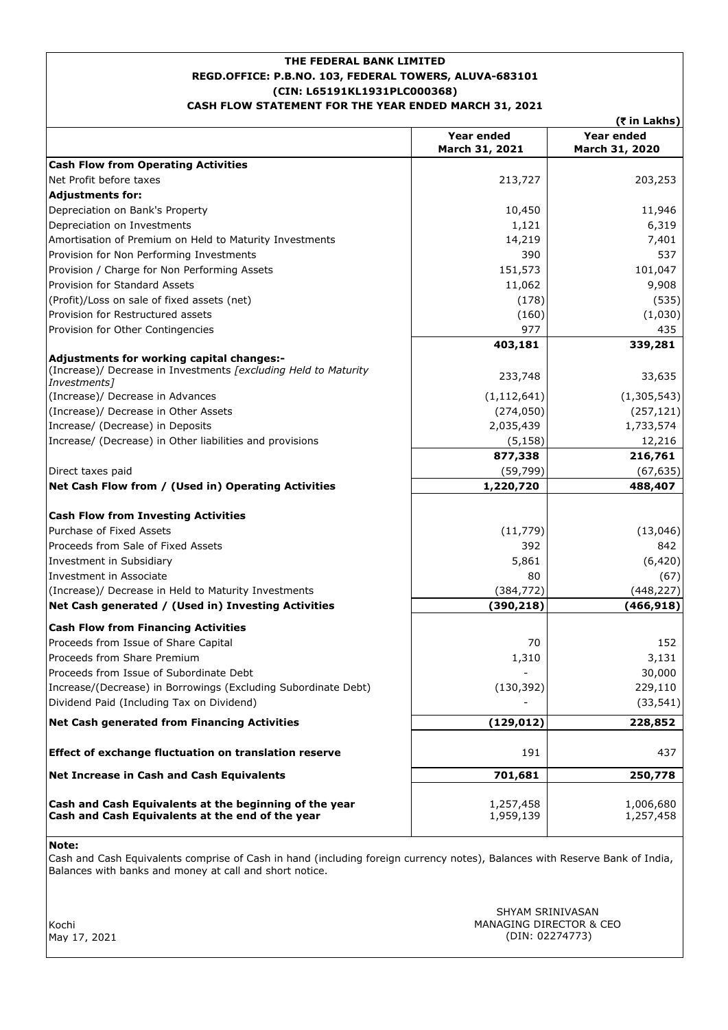# THE FEDERAL BANK LIMITED

**REGD.OFFICE: P.B.NO. 103, FEDERAL TOWERS, ALUVA-683101**

**(CIN: L65191KL1931PLC000368)**

**CASH FLOW STATEMENT FOR THE YEAR ENDED MARCH 31, 2021**

**(₹ in Lakhs)**

| | Year ended March 31, 2021 | Year ended March 31, 2020 |
|---|---|---|
| **Cash Flow from Operating Activities** | | |
| Net Profit before taxes | 213,727 | 203,253 |
| **Adjustments for:** | | |
| Depreciation on Bank's Property | 10,450 | 11,946 |
| Depreciation on Investments | 1,121 | 6,319 |
| Amortisation of Premium on Held to Maturity Investments | 14,219 | 7,401 |
| Provision for Non Performing Investments | 390 | 537 |
| Provision / Charge for Non Performing Assets | 151,573 | 101,047 |
| Provision for Standard Assets | 11,062 | 9,908 |
| (Profit)/Loss on sale of fixed assets (net) | (178) | (535) |
| Provision for Restructured assets | (160) | (1,030) |
| Provision for Other Contingencies | 977 | 435 |
| | **403,181** | **339,281** |
| **Adjustments for working capital changes:-** | | |
| (Increase)/ Decrease in Investments *[excluding Held to Maturity Investments]* | 233,748 | 33,635 |
| (Increase)/ Decrease in Advances | (1,112,641) | (1,305,543) |
| (Increase)/ Decrease in Other Assets | (274,050) | (257,121) |
| Increase/ (Decrease) in Deposits | 2,035,439 | 1,733,574 |
| Increase/ (Decrease) in Other liabilities and provisions | (5,158) | 12,216 |
| | **877,338** | **216,761** |
| Direct taxes paid | (59,799) | (67,635) |
| **Net Cash Flow from / (Used in) Operating Activities** | **1,220,720** | **488,407** |
| **Cash Flow from Investing Activities** | | |
| Purchase of Fixed Assets | (11,779) | (13,046) |
| Proceeds from Sale of Fixed Assets | 392 | 842 |
| Investment in Subsidiary | 5,861 | (6,420) |
| Investment in Associate | 80 | (67) |
| (Increase)/ Decrease in Held to Maturity Investments | (384,772) | (448,227) |
| **Net Cash generated / (Used in) Investing Activities** | **(390,218)** | **(466,918)** |
| **Cash Flow from Financing Activities** | | |
| Proceeds from Issue of Share Capital | 70 | 152 |
| Proceeds from Share Premium | 1,310 | 3,131 |
| Proceeds from Issue of Subordinate Debt | - | 30,000 |
| Increase/(Decrease) in Borrowings (Excluding Subordinate Debt) | (130,392) | 229,110 |
| Dividend Paid (Including Tax on Dividend) | - | (33,541) |
| **Net Cash generated from Financing Activities** | **(129,012)** | **228,852** |
| **Effect of exchange fluctuation on translation reserve** | 191 | 437 |
| **Net Increase in Cash and Cash Equivalents** | **701,681** | **250,778** |
| **Cash and Cash Equivalents at the beginning of the year** | 1,257,458 | 1,006,680 |
| **Cash and Cash Equivalents at the end of the year** | 1,959,139 | 1,257,458 |

**Note:**

Cash and Cash Equivalents comprise of Cash in hand (including foreign currency notes), Balances with Reserve Bank of India, Balances with banks and money at call and short notice.

Kochi
May 17, 2021

SHYAM SRINIVASAN
MANAGING DIRECTOR & CEO
(DIN: 02274773)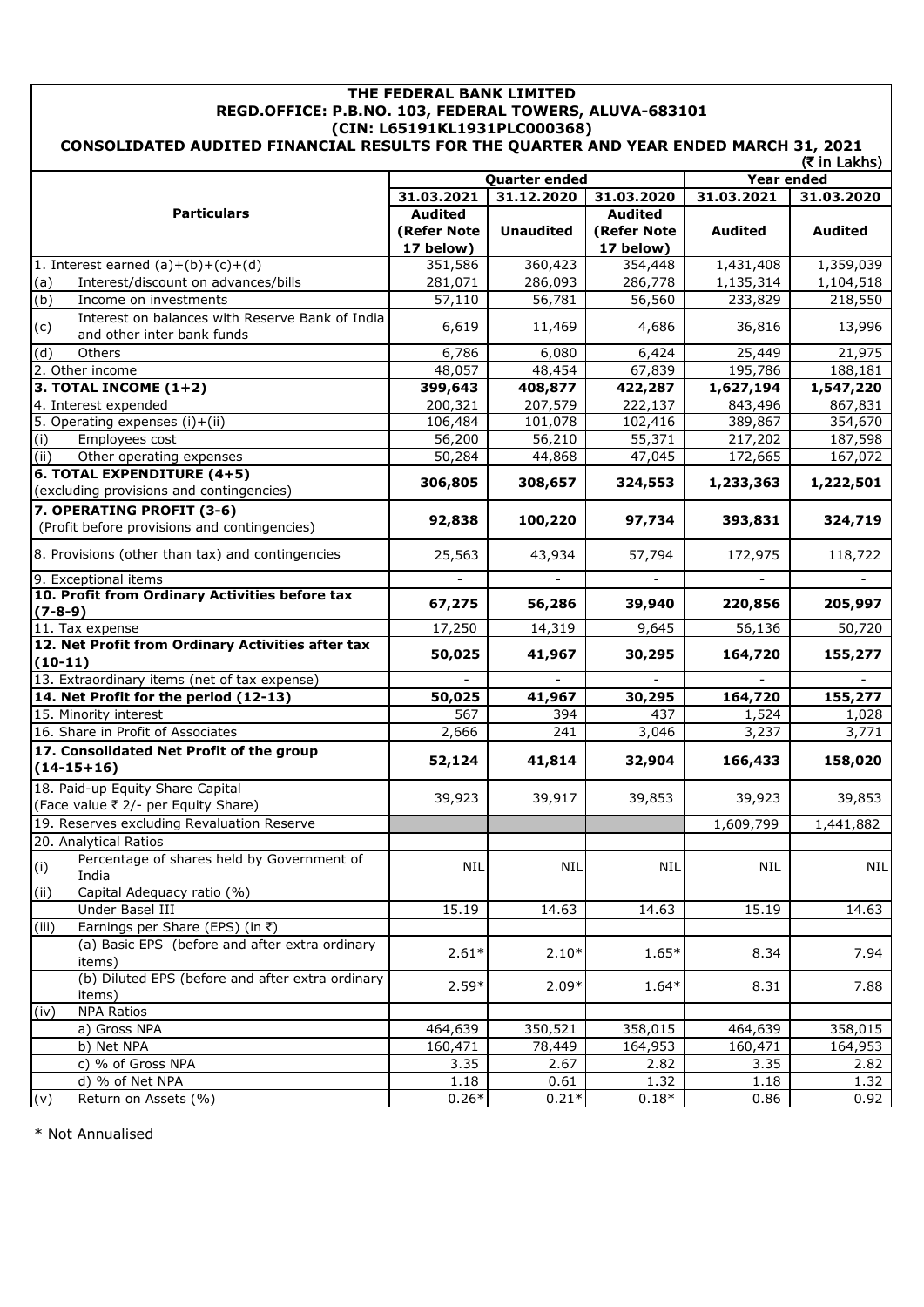**THE FEDERAL BANK LIMITED**
**REGD.OFFICE: P.B.NO. 103, FEDERAL TOWERS, ALUVA-683101**
**(CIN: L65191KL1931PLC000368)**
**CONSOLIDATED AUDITED FINANCIAL RESULTS FOR THE QUARTER AND YEAR ENDED MARCH 31, 2021**

(₹ in Lakhs)

| Particulars | Quarter ended | | | Year ended | |
|---|---|---|---|---|---|
| | 31.03.2021 | 31.12.2020 | 31.03.2020 | 31.03.2021 | 31.03.2020 |
| | Audited (Refer Note 17 below) | Unaudited | Audited (Refer Note 17 below) | Audited | Audited |
| 1. Interest earned (a)+(b)+(c)+(d) | 351,586 | 360,423 | 354,448 | 1,431,408 | 1,359,039 |
| (a) Interest/discount on advances/bills | 281,071 | 286,093 | 286,778 | 1,135,314 | 1,104,518 |
| (b) Income on investments | 57,110 | 56,781 | 56,560 | 233,829 | 218,550 |
| (c) Interest on balances with Reserve Bank of India and other inter bank funds | 6,619 | 11,469 | 4,686 | 36,816 | 13,996 |
| (d) Others | 6,786 | 6,080 | 6,424 | 25,449 | 21,975 |
| 2. Other income | 48,057 | 48,454 | 67,839 | 195,786 | 188,181 |
| **3. TOTAL INCOME (1+2)** | **399,643** | **408,877** | **422,287** | **1,627,194** | **1,547,220** |
| 4. Interest expended | 200,321 | 207,579 | 222,137 | 843,496 | 867,831 |
| 5. Operating expenses (i)+(ii) | 106,484 | 101,078 | 102,416 | 389,867 | 354,670 |
| (i) Employees cost | 56,200 | 56,210 | 55,371 | 217,202 | 187,598 |
| (ii) Other operating expenses | 50,284 | 44,868 | 47,045 | 172,665 | 167,072 |
| **6. TOTAL EXPENDITURE (4+5)** (excluding provisions and contingencies) | **306,805** | **308,657** | **324,553** | **1,233,363** | **1,222,501** |
| **7. OPERATING PROFIT (3-6)** (Profit before provisions and contingencies) | **92,838** | **100,220** | **97,734** | **393,831** | **324,719** |
| 8. Provisions (other than tax) and contingencies | 25,563 | 43,934 | 57,794 | 172,975 | 118,722 |
| 9. Exceptional items | - | - | - | - | - |
| **10. Profit from Ordinary Activities before tax (7-8-9)** | **67,275** | **56,286** | **39,940** | **220,856** | **205,997** |
| 11. Tax expense | 17,250 | 14,319 | 9,645 | 56,136 | 50,720 |
| **12. Net Profit from Ordinary Activities after tax (10-11)** | **50,025** | **41,967** | **30,295** | **164,720** | **155,277** |
| 13. Extraordinary items (net of tax expense) | - | - | - | - | - |
| **14. Net Profit for the period (12-13)** | **50,025** | **41,967** | **30,295** | **164,720** | **155,277** |
| 15. Minority interest | 567 | 394 | 437 | 1,524 | 1,028 |
| 16. Share in Profit of Associates | 2,666 | 241 | 3,046 | 3,237 | 3,771 |
| **17. Consolidated Net Profit of the group (14-15+16)** | **52,124** | **41,814** | **32,904** | **166,433** | **158,020** |
| 18. Paid-up Equity Share Capital (Face value ₹ 2/- per Equity Share) | 39,923 | 39,917 | 39,853 | 39,923 | 39,853 |
| 19. Reserves excluding Revaluation Reserve | | | | 1,609,799 | 1,441,882 |
| 20. Analytical Ratios | | | | | |
| (i) Percentage of shares held by Government of India | NIL | NIL | NIL | NIL | NIL |
| (ii) Capital Adequacy ratio (%) | | | | | |
| Under Basel III | 15.19 | 14.63 | 14.63 | 15.19 | 14.63 |
| (iii) Earnings per Share (EPS) (in ₹) | | | | | |
| (a) Basic EPS (before and after extra ordinary items) | 2.61* | 2.10* | 1.65* | 8.34 | 7.94 |
| (b) Diluted EPS (before and after extra ordinary items) | 2.59* | 2.09* | 1.64* | 8.31 | 7.88 |
| (iv) NPA Ratios | | | | | |
| a) Gross NPA | 464,639 | 350,521 | 358,015 | 464,639 | 358,015 |
| b) Net NPA | 160,471 | 78,449 | 164,953 | 160,471 | 164,953 |
| c) % of Gross NPA | 3.35 | 2.67 | 2.82 | 3.35 | 2.82 |
| d) % of Net NPA | 1.18 | 0.61 | 1.32 | 1.18 | 1.32 |
| (v) Return on Assets (%) | 0.26* | 0.21* | 0.18* | 0.86 | 0.92 |

\* Not Annualised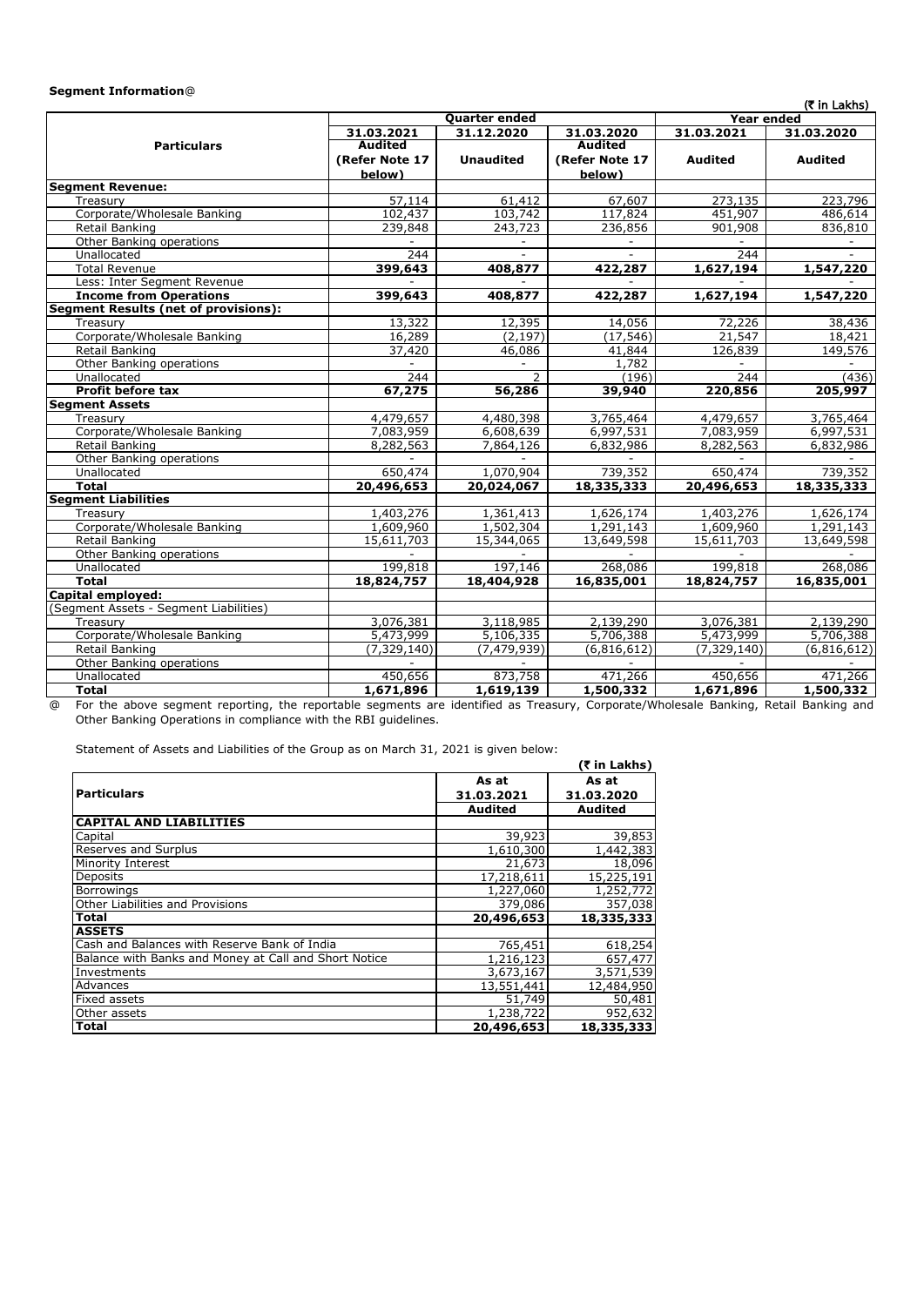**Segment Information@**

(₹ in Lakhs)

| Particulars | Quarter ended | | | Year ended | |
|---|---|---|---|---|---|
| | 31.03.2021 | 31.12.2020 | 31.03.2020 | 31.03.2021 | 31.03.2020 |
| | Audited (Refer Note 17 below) | Unaudited | Audited (Refer Note 17 below) | Audited | Audited |
| **Segment Revenue:** | | | | | |
| Treasury | 57,114 | 61,412 | 67,607 | 273,135 | 223,796 |
| Corporate/Wholesale Banking | 102,437 | 103,742 | 117,824 | 451,907 | 486,614 |
| Retail Banking | 239,848 | 243,723 | 236,856 | 901,908 | 836,810 |
| Other Banking operations | - | - | - | - | - |
| Unallocated | 244 | - | - | 244 | - |
| Total Revenue | **399,643** | **408,877** | **422,287** | **1,627,194** | **1,547,220** |
| Less: Inter Segment Revenue | - | - | - | - | - |
| **Income from Operations** | **399,643** | **408,877** | **422,287** | **1,627,194** | **1,547,220** |
| **Segment Results (net of provisions):** | | | | | |
| Treasury | 13,322 | 12,395 | 14,056 | 72,226 | 38,436 |
| Corporate/Wholesale Banking | 16,289 | (2,197) | (17,546) | 21,547 | 18,421 |
| Retail Banking | 37,420 | 46,086 | 41,844 | 126,839 | 149,576 |
| Other Banking operations | - | - | 1,782 | - | - |
| Unallocated | 244 | 2 | (196) | 244 | (436) |
| **Profit before tax** | **67,275** | **56,286** | **39,940** | **220,856** | **205,997** |
| **Segment Assets** | | | | | |
| Treasury | 4,479,657 | 4,480,398 | 3,765,464 | 4,479,657 | 3,765,464 |
| Corporate/Wholesale Banking | 7,083,959 | 6,608,639 | 6,997,531 | 7,083,959 | 6,997,531 |
| Retail Banking | 8,282,563 | 7,864,126 | 6,832,986 | 8,282,563 | 6,832,986 |
| Other Banking operations | - | - | - | - | - |
| Unallocated | 650,474 | 1,070,904 | 739,352 | 650,474 | 739,352 |
| **Total** | **20,496,653** | **20,024,067** | **18,335,333** | **20,496,653** | **18,335,333** |
| **Segment Liabilities** | | | | | |
| Treasury | 1,403,276 | 1,361,413 | 1,626,174 | 1,403,276 | 1,626,174 |
| Corporate/Wholesale Banking | 1,609,960 | 1,502,304 | 1,291,143 | 1,609,960 | 1,291,143 |
| Retail Banking | 15,611,703 | 15,344,065 | 13,649,598 | 15,611,703 | 13,649,598 |
| Other Banking operations | - | - | - | - | - |
| Unallocated | 199,818 | 197,146 | 268,086 | 199,818 | 268,086 |
| **Total** | **18,824,757** | **18,404,928** | **16,835,001** | **18,824,757** | **16,835,001** |
| **Capital employed:** | | | | | |
| (Segment Assets - Segment Liabilities) | | | | | |
| Treasury | 3,076,381 | 3,118,985 | 2,139,290 | 3,076,381 | 2,139,290 |
| Corporate/Wholesale Banking | 5,473,999 | 5,106,335 | 5,706,388 | 5,473,999 | 5,706,388 |
| Retail Banking | (7,329,140) | (7,479,939) | (6,816,612) | (7,329,140) | (6,816,612) |
| Other Banking operations | - | - | - | - | - |
| Unallocated | 450,656 | 873,758 | 471,266 | 450,656 | 471,266 |
| **Total** | **1,671,896** | **1,619,139** | **1,500,332** | **1,671,896** | **1,500,332** |

@ For the above segment reporting, the reportable segments are identified as Treasury, Corporate/Wholesale Banking, Retail Banking and Other Banking Operations in compliance with the RBI guidelines.

Statement of Assets and Liabilities of the Group as on March 31, 2021 is given below:

(₹ in Lakhs)

| Particulars | As at 31.03.2021 | As at 31.03.2020 |
|---|---|---|
| | Audited | Audited |
| **CAPITAL AND LIABILITIES** | | |
| Capital | 39,923 | 39,853 |
| Reserves and Surplus | 1,610,300 | 1,442,383 |
| Minority Interest | 21,673 | 18,096 |
| Deposits | 17,218,611 | 15,225,191 |
| Borrowings | 1,227,060 | 1,252,772 |
| Other Liabilities and Provisions | 379,086 | 357,038 |
| **Total** | **20,496,653** | **18,335,333** |
| **ASSETS** | | |
| Cash and Balances with Reserve Bank of India | 765,451 | 618,254 |
| Balance with Banks and Money at Call and Short Notice | 1,216,123 | 657,477 |
| Investments | 3,673,167 | 3,571,539 |
| Advances | 13,551,441 | 12,484,950 |
| Fixed assets | 51,749 | 50,481 |
| Other assets | 1,238,722 | 952,632 |
| **Total** | **20,496,653** | **18,335,333** |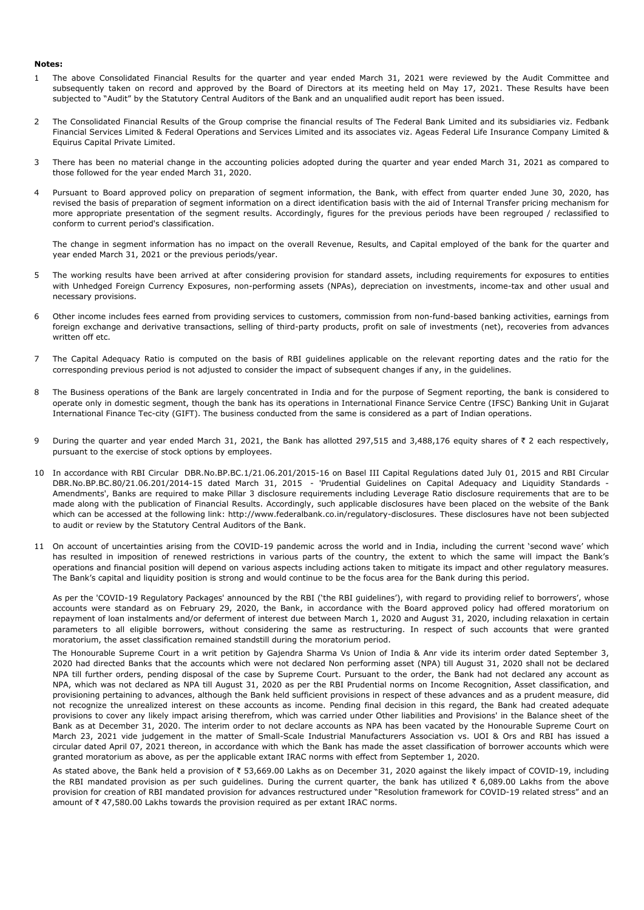**Notes:**

1. The above Consolidated Financial Results for the quarter and year ended March 31, 2021 were reviewed by the Audit Committee and subsequently taken on record and approved by the Board of Directors at its meeting held on May 17, 2021. These Results have been subjected to "Audit" by the Statutory Central Auditors of the Bank and an unqualified audit report has been issued.

2. The Consolidated Financial Results of the Group comprise the financial results of The Federal Bank Limited and its subsidiaries viz. Fedbank Financial Services Limited & Federal Operations and Services Limited and its associates viz. Ageas Federal Life Insurance Company Limited & Equirus Capital Private Limited.

3. There has been no material change in the accounting policies adopted during the quarter and year ended March 31, 2021 as compared to those followed for the year ended March 31, 2020.

4. Pursuant to Board approved policy on preparation of segment information, the Bank, with effect from quarter ended June 30, 2020, has revised the basis of preparation of segment information on a direct identification basis with the aid of Internal Transfer pricing mechanism for more appropriate presentation of the segment results. Accordingly, figures for the previous periods have been regrouped / reclassified to conform to current period's classification.

   The change in segment information has no impact on the overall Revenue, Results, and Capital employed of the bank for the quarter and year ended March 31, 2021 or the previous periods/year.

5. The working results have been arrived at after considering provision for standard assets, including requirements for exposures to entities with Unhedged Foreign Currency Exposures, non-performing assets (NPAs), depreciation on investments, income-tax and other usual and necessary provisions.

6. Other income includes fees earned from providing services to customers, commission from non-fund-based banking activities, earnings from foreign exchange and derivative transactions, selling of third-party products, profit on sale of investments (net), recoveries from advances written off etc.

7. The Capital Adequacy Ratio is computed on the basis of RBI guidelines applicable on the relevant reporting dates and the ratio for the corresponding previous period is not adjusted to consider the impact of subsequent changes if any, in the guidelines.

8. The Business operations of the Bank are largely concentrated in India and for the purpose of Segment reporting, the bank is considered to operate only in domestic segment, though the bank has its operations in International Finance Service Centre (IFSC) Banking Unit in Gujarat International Finance Tec-city (GIFT). The business conducted from the same is considered as a part of Indian operations.

9. During the quarter and year ended March 31, 2021, the Bank has allotted 297,515 and 3,488,176 equity shares of ₹ 2 each respectively, pursuant to the exercise of stock options by employees.

10. In accordance with RBI Circular DBR.No.BP.BC.1/21.06.201/2015-16 on Basel III Capital Regulations dated July 01, 2015 and RBI Circular DBR.No.BP.BC.80/21.06.201/2014-15 dated March 31, 2015 - 'Prudential Guidelines on Capital Adequacy and Liquidity Standards - Amendments', Banks are required to make Pillar 3 disclosure requirements including Leverage Ratio disclosure requirements that are to be made along with the publication of Financial Results. Accordingly, such applicable disclosures have been placed on the website of the Bank which can be accessed at the following link: http://www.federalbank.co.in/regulatory-disclosures. These disclosures have not been subjected to audit or review by the Statutory Central Auditors of the Bank.

11. On account of uncertainties arising from the COVID-19 pandemic across the world and in India, including the current 'second wave' which has resulted in imposition of renewed restrictions in various parts of the country, the extent to which the same will impact the Bank's operations and financial position will depend on various aspects including actions taken to mitigate its impact and other regulatory measures. The Bank's capital and liquidity position is strong and would continue to be the focus area for the Bank during this period.

    As per the 'COVID-19 Regulatory Packages' announced by the RBI ('the RBI guidelines'), with regard to providing relief to borrowers', whose accounts were standard as on February 29, 2020, the Bank, in accordance with the Board approved policy had offered moratorium on repayment of loan instalments and/or deferment of interest due between March 1, 2020 and August 31, 2020, including relaxation in certain parameters to all eligible borrowers, without considering the same as restructuring. In respect of such accounts that were granted moratorium, the asset classification remained standstill during the moratorium period.

    The Honourable Supreme Court in a writ petition by Gajendra Sharma Vs Union of India & Anr vide its interim order dated September 3, 2020 had directed Banks that the accounts which were not declared Non performing asset (NPA) till August 31, 2020 shall not be declared NPA till further orders, pending disposal of the case by Supreme Court. Pursuant to the order, the Bank had not declared any account as NPA, which was not declared as NPA till August 31, 2020 as per the RBI Prudential norms on Income Recognition, Asset classification, and provisioning pertaining to advances, although the Bank held sufficient provisions in respect of these advances and as a prudent measure, did not recognize the unrealized interest on these accounts as income. Pending final decision in this regard, the Bank had created adequate provisions to cover any likely impact arising therefrom, which was carried under Other liabilities and Provisions' in the Balance sheet of the Bank as at December 31, 2020. The interim order to not declare accounts as NPA has been vacated by the Honourable Supreme Court on March 23, 2021 vide judgement in the matter of Small-Scale Industrial Manufacturers Association vs. UOI & Ors and RBI has issued a circular dated April 07, 2021 thereon, in accordance with which the Bank has made the asset classification of borrower accounts which were granted moratorium as above, as per the applicable extant IRAC norms with effect from September 1, 2020.

    As stated above, the Bank held a provision of ₹ 53,669.00 Lakhs as on December 31, 2020 against the likely impact of COVID-19, including the RBI mandated provision as per such guidelines. During the current quarter, the bank has utilized ₹ 6,089.00 Lakhs from the above provision for creation of RBI mandated provision for advances restructured under "Resolution framework for COVID-19 related stress" and an amount of ₹ 47,580.00 Lakhs towards the provision required as per extant IRAC norms.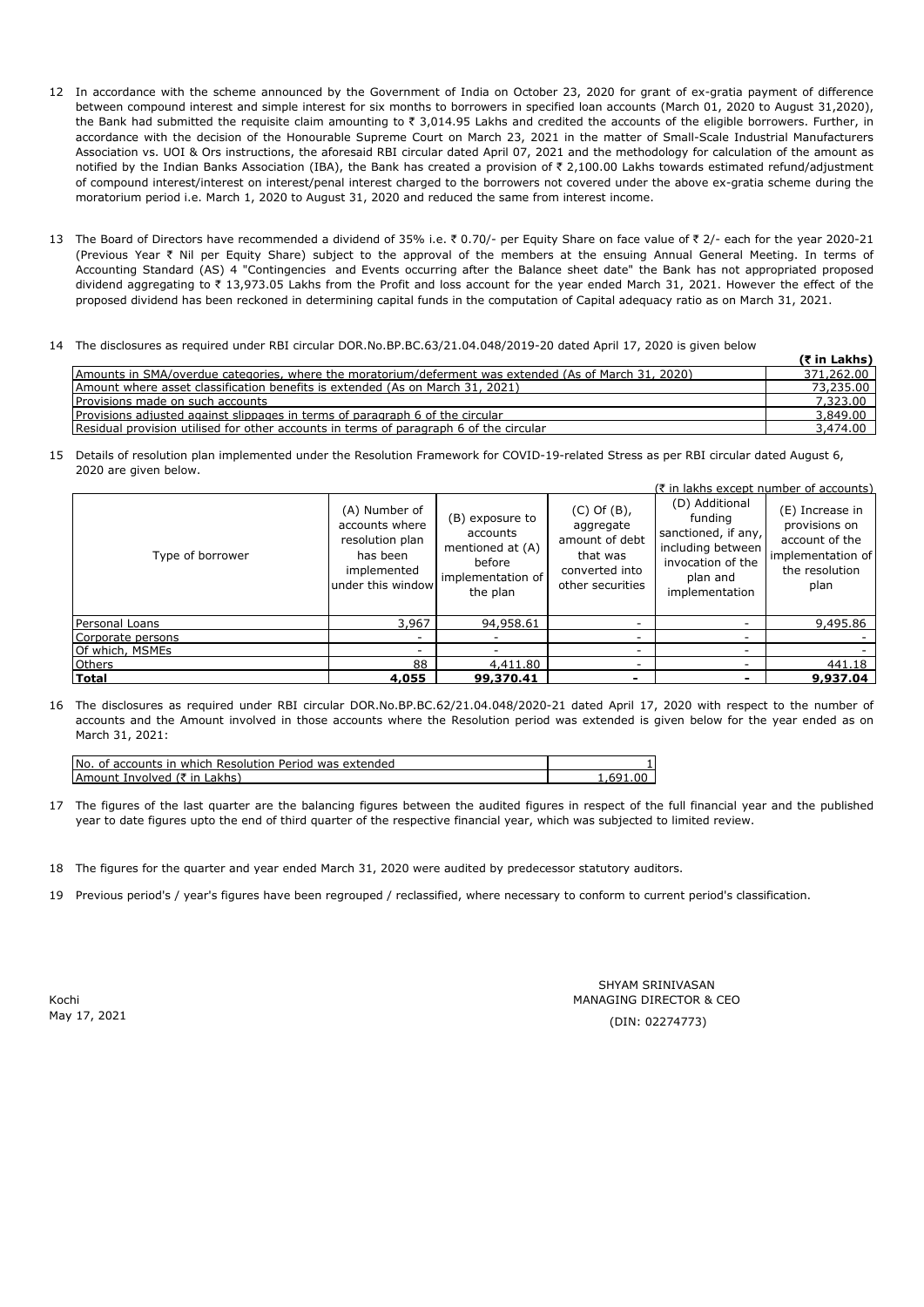12 In accordance with the scheme announced by the Government of India on October 23, 2020 for grant of ex-gratia payment of difference between compound interest and simple interest for six months to borrowers in specified loan accounts (March 01, 2020 to August 31,2020), the Bank had submitted the requisite claim amounting to ₹ 3,014.95 Lakhs and credited the accounts of the eligible borrowers. Further, in accordance with the decision of the Honourable Supreme Court on March 23, 2021 in the matter of Small-Scale Industrial Manufacturers Association vs. UOI & Ors instructions, the aforesaid RBI circular dated April 07, 2021 and the methodology for calculation of the amount as notified by the Indian Banks Association (IBA), the Bank has created a provision of ₹ 2,100.00 Lakhs towards estimated refund/adjustment of compound interest/interest on interest/penal interest charged to the borrowers not covered under the above ex-gratia scheme during the moratorium period i.e. March 1, 2020 to August 31, 2020 and reduced the same from interest income.

13 The Board of Directors have recommended a dividend of 35% i.e. ₹ 0.70/- per Equity Share on face value of ₹ 2/- each for the year 2020-21 (Previous Year ₹ Nil per Equity Share) subject to the approval of the members at the ensuing Annual General Meeting. In terms of Accounting Standard (AS) 4 "Contingencies and Events occurring after the Balance sheet date" the Bank has not appropriated proposed dividend aggregating to ₹ 13,973.05 Lakhs from the Profit and loss account for the year ended March 31, 2021. However the effect of the proposed dividend has been reckoned in determining capital funds in the computation of Capital adequacy ratio as on March 31, 2021.

14 The disclosures as required under RBI circular DOR.No.BP.BC.63/21.04.048/2019-20 dated April 17, 2020 is given below

| | (₹ in Lakhs) |
|---|---|
| Amounts in SMA/overdue categories, where the moratorium/deferment was extended (As of March 31, 2020) | 371,262.00 |
| Amount where asset classification benefits is extended (As on March 31, 2021) | 73,235.00 |
| Provisions made on such accounts | 7,323.00 |
| Provisions adjusted against slippages in terms of paragraph 6 of the circular | 3,849.00 |
| Residual provision utilised for other accounts in terms of paragraph 6 of the circular | 3,474.00 |

15 Details of resolution plan implemented under the Resolution Framework for COVID-19-related Stress as per RBI circular dated August 6, 2020 are given below.

(₹ in lakhs except number of accounts)

| Type of borrower | (A) Number of accounts where resolution plan has been implemented under this window | (B) exposure to accounts mentioned at (A) before implementation of the plan | (C) Of (B), aggregate amount of debt that was converted into other securities | (D) Additional funding sanctioned, if any, including between invocation of the plan and implementation | (E) Increase in provisions on account of the implementation of the resolution plan |
|---|---|---|---|---|---|
| Personal Loans | 3,967 | 94,958.61 | - | - | 9,495.86 |
| Corporate persons | - | - | - | - | - |
| Of which, MSMEs | - | - | - | - | - |
| Others | 88 | 4,411.80 | - | - | 441.18 |
| **Total** | **4,055** | **99,370.41** | **-** | **-** | **9,937.04** |

16 The disclosures as required under RBI circular DOR.No.BP.BC.62/21.04.048/2020-21 dated April 17, 2020 with respect to the number of accounts and the Amount involved in those accounts where the Resolution period was extended is given below for the year ended as on March 31, 2021:

| | |
|---|---|
| No. of accounts in which Resolution Period was extended | 1 |
| Amount Involved (₹ in Lakhs) | 1,691.00 |

17 The figures of the last quarter are the balancing figures between the audited figures in respect of the full financial year and the published year to date figures upto the end of third quarter of the respective financial year, which was subjected to limited review.

18 The figures for the quarter and year ended March 31, 2020 were audited by predecessor statutory auditors.

19 Previous period's / year's figures have been regrouped / reclassified, where necessary to conform to current period's classification.

Kochi
May 17, 2021

SHYAM SRINIVASAN
MANAGING DIRECTOR & CEO
(DIN: 02274773)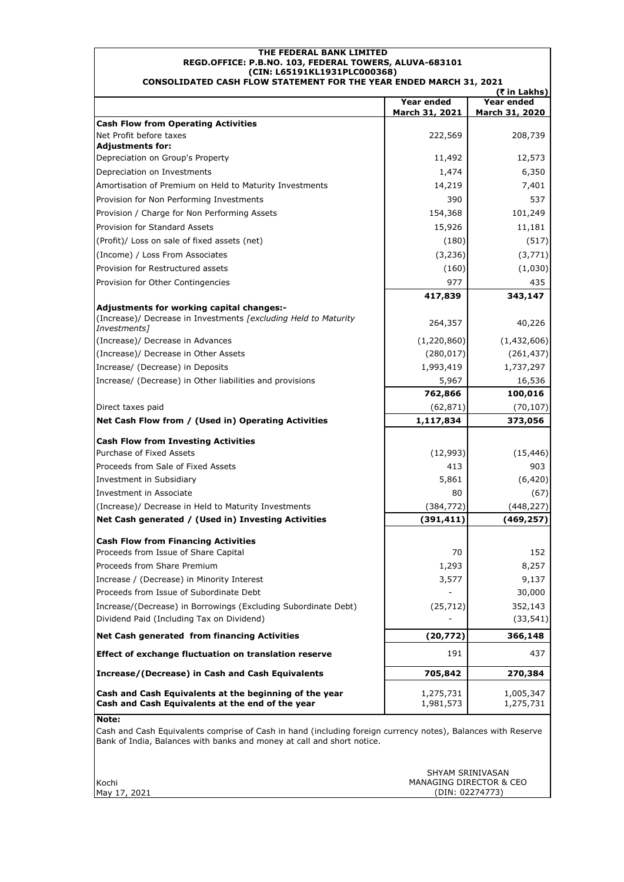# THE FEDERAL BANK LIMITED

**REGD.OFFICE: P.B.NO. 103, FEDERAL TOWERS, ALUVA-683101**

**(CIN: L65191KL1931PLC000368)**

**CONSOLIDATED CASH FLOW STATEMENT FOR THE YEAR ENDED MARCH 31, 2021**

**(₹ in Lakhs)**

| | Year ended March 31, 2021 | Year ended March 31, 2020 |
|---|---|---|
| **Cash Flow from Operating Activities** | | |
| Net Profit before taxes | 222,569 | 208,739 |
| **Adjustments for:** | | |
| Depreciation on Group's Property | 11,492 | 12,573 |
| Depreciation on Investments | 1,474 | 6,350 |
| Amortisation of Premium on Held to Maturity Investments | 14,219 | 7,401 |
| Provision for Non Performing Investments | 390 | 537 |
| Provision / Charge for Non Performing Assets | 154,368 | 101,249 |
| Provision for Standard Assets | 15,926 | 11,181 |
| (Profit)/ Loss on sale of fixed assets (net) | (180) | (517) |
| (Income) / Loss From Associates | (3,236) | (3,771) |
| Provision for Restructured assets | (160) | (1,030) |
| Provision for Other Contingencies | 977 | 435 |
| | **417,839** | **343,147** |
| **Adjustments for working capital changes:-** | | |
| (Increase)/ Decrease in Investments *[excluding Held to Maturity Investments]* | 264,357 | 40,226 |
| (Increase)/ Decrease in Advances | (1,220,860) | (1,432,606) |
| (Increase)/ Decrease in Other Assets | (280,017) | (261,437) |
| Increase/ (Decrease) in Deposits | 1,993,419 | 1,737,297 |
| Increase/ (Decrease) in Other liabilities and provisions | 5,967 | 16,536 |
| | **762,866** | **100,016** |
| Direct taxes paid | (62,871) | (70,107) |
| **Net Cash Flow from / (Used in) Operating Activities** | **1,117,834** | **373,056** |
| **Cash Flow from Investing Activities** | | |
| Purchase of Fixed Assets | (12,993) | (15,446) |
| Proceeds from Sale of Fixed Assets | 413 | 903 |
| Investment in Subsidiary | 5,861 | (6,420) |
| Investment in Associate | 80 | (67) |
| (Increase)/ Decrease in Held to Maturity Investments | (384,772) | (448,227) |
| **Net Cash generated / (Used in) Investing Activities** | **(391,411)** | **(469,257)** |
| **Cash Flow from Financing Activities** | | |
| Proceeds from Issue of Share Capital | 70 | 152 |
| Proceeds from Share Premium | 1,293 | 8,257 |
| Increase / (Decrease) in Minority Interest | 3,577 | 9,137 |
| Proceeds from Issue of Subordinate Debt | - | 30,000 |
| Increase/(Decrease) in Borrowings (Excluding Subordinate Debt) | (25,712) | 352,143 |
| Dividend Paid (Including Tax on Dividend) | - | (33,541) |
| **Net Cash generated from financing Activities** | **(20,772)** | **366,148** |
| **Effect of exchange fluctuation on translation reserve** | 191 | 437 |
| **Increase/(Decrease) in Cash and Cash Equivalents** | **705,842** | **270,384** |
| **Cash and Cash Equivalents at the beginning of the year** | 1,275,731 | 1,005,347 |
| **Cash and Cash Equivalents at the end of the year** | 1,981,573 | 1,275,731 |

**Note:**

Cash and Cash Equivalents comprise of Cash in hand (including foreign currency notes), Balances with Reserve Bank of India, Balances with banks and money at call and short notice.

Kochi
May 17, 2021

SHYAM SRINIVASAN
MANAGING DIRECTOR & CEO
(DIN: 02274773)